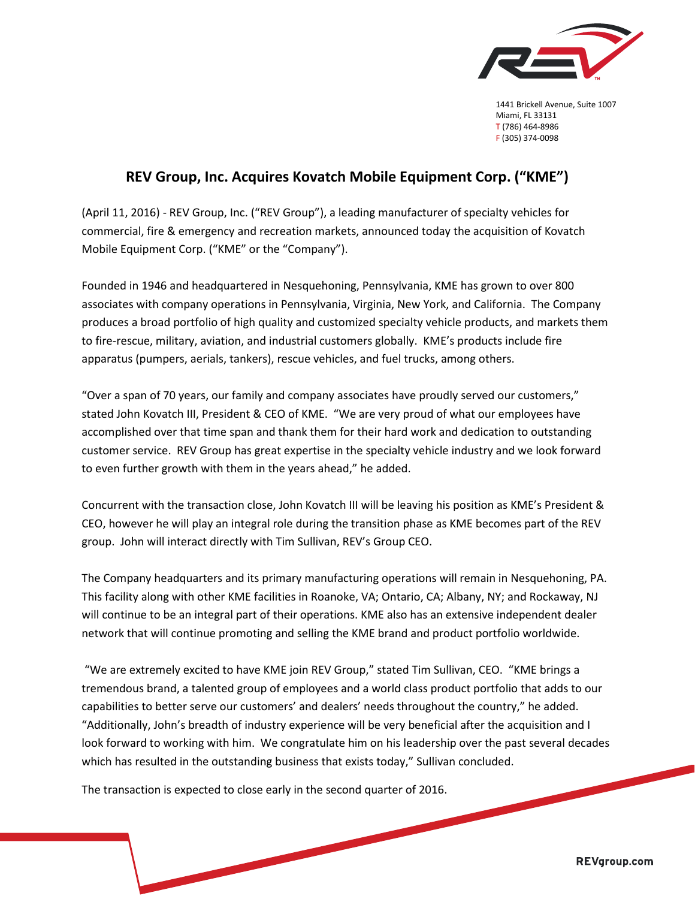1441 Brickell Avenue, Suite 1007
Miami, FL 33131
T (786) 464-8986
F (305) 374-0098

# REV Group, Inc. Acquires Kovatch Mobile Equipment Corp. ("KME")

(April 11, 2016) - REV Group, Inc. ("REV Group"), a leading manufacturer of specialty vehicles for commercial, fire & emergency and recreation markets, announced today the acquisition of Kovatch Mobile Equipment Corp. ("KME" or the "Company").

Founded in 1946 and headquartered in Nesquehoning, Pennsylvania, KME has grown to over 800 associates with company operations in Pennsylvania, Virginia, New York, and California. The Company produces a broad portfolio of high quality and customized specialty vehicle products, and markets them to fire-rescue, military, aviation, and industrial customers globally. KME's products include fire apparatus (pumpers, aerials, tankers), rescue vehicles, and fuel trucks, among others.

"Over a span of 70 years, our family and company associates have proudly served our customers," stated John Kovatch III, President & CEO of KME. "We are very proud of what our employees have accomplished over that time span and thank them for their hard work and dedication to outstanding customer service. REV Group has great expertise in the specialty vehicle industry and we look forward to even further growth with them in the years ahead," he added.

Concurrent with the transaction close, John Kovatch III will be leaving his position as KME's President & CEO, however he will play an integral role during the transition phase as KME becomes part of the REV group. John will interact directly with Tim Sullivan, REV's Group CEO.

The Company headquarters and its primary manufacturing operations will remain in Nesquehoning, PA. This facility along with other KME facilities in Roanoke, VA; Ontario, CA; Albany, NY; and Rockaway, NJ will continue to be an integral part of their operations. KME also has an extensive independent dealer network that will continue promoting and selling the KME brand and product portfolio worldwide.

"We are extremely excited to have KME join REV Group," stated Tim Sullivan, CEO. "KME brings a tremendous brand, a talented group of employees and a world class product portfolio that adds to our capabilities to better serve our customers' and dealers' needs throughout the country," he added. "Additionally, John's breadth of industry experience will be very beneficial after the acquisition and I look forward to working with him. We congratulate him on his leadership over the past several decades which has resulted in the outstanding business that exists today," Sullivan concluded.

The transaction is expected to close early in the second quarter of 2016.

REVgroup.com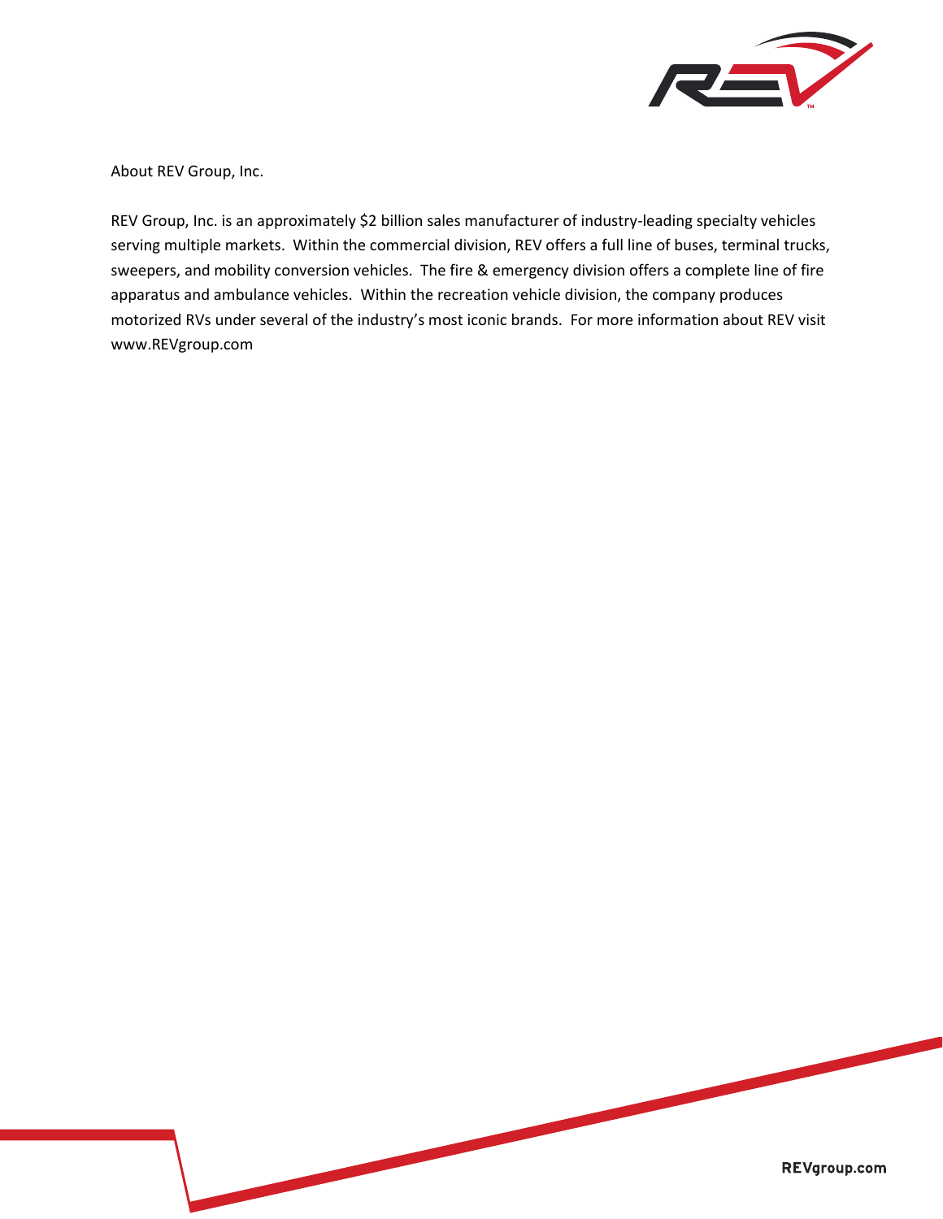About REV Group, Inc.

REV Group, Inc. is an approximately $2 billion sales manufacturer of industry-leading specialty vehicles serving multiple markets. Within the commercial division, REV offers a full line of buses, terminal trucks, sweepers, and mobility conversion vehicles. The fire & emergency division offers a complete line of fire apparatus and ambulance vehicles. Within the recreation vehicle division, the company produces motorized RVs under several of the industry's most iconic brands. For more information about REV visit www.REVgroup.com